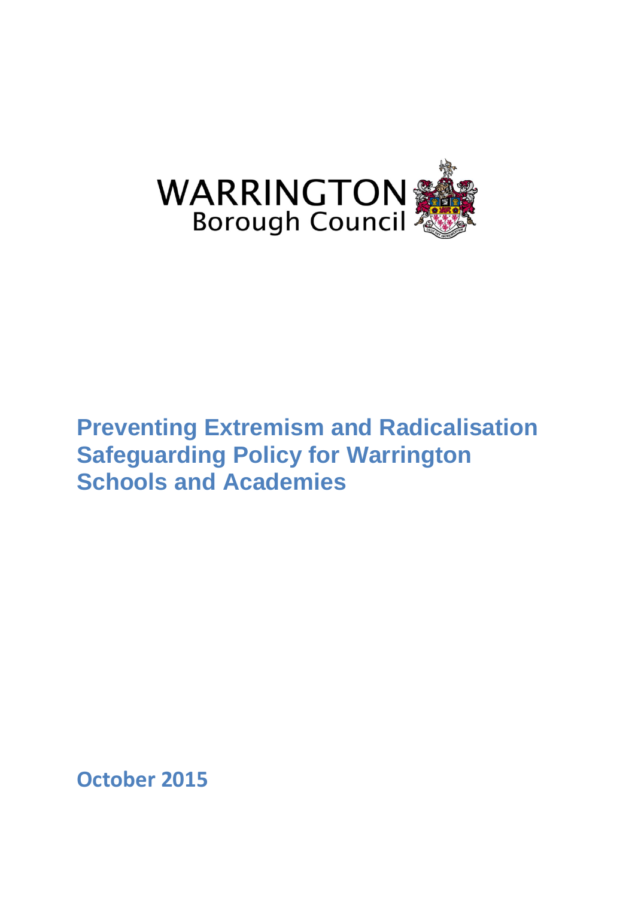WARRINGTON
Borough Council

# Preventing Extremism and Radicalisation Safeguarding Policy for Warrington Schools and Academies

**October 2015**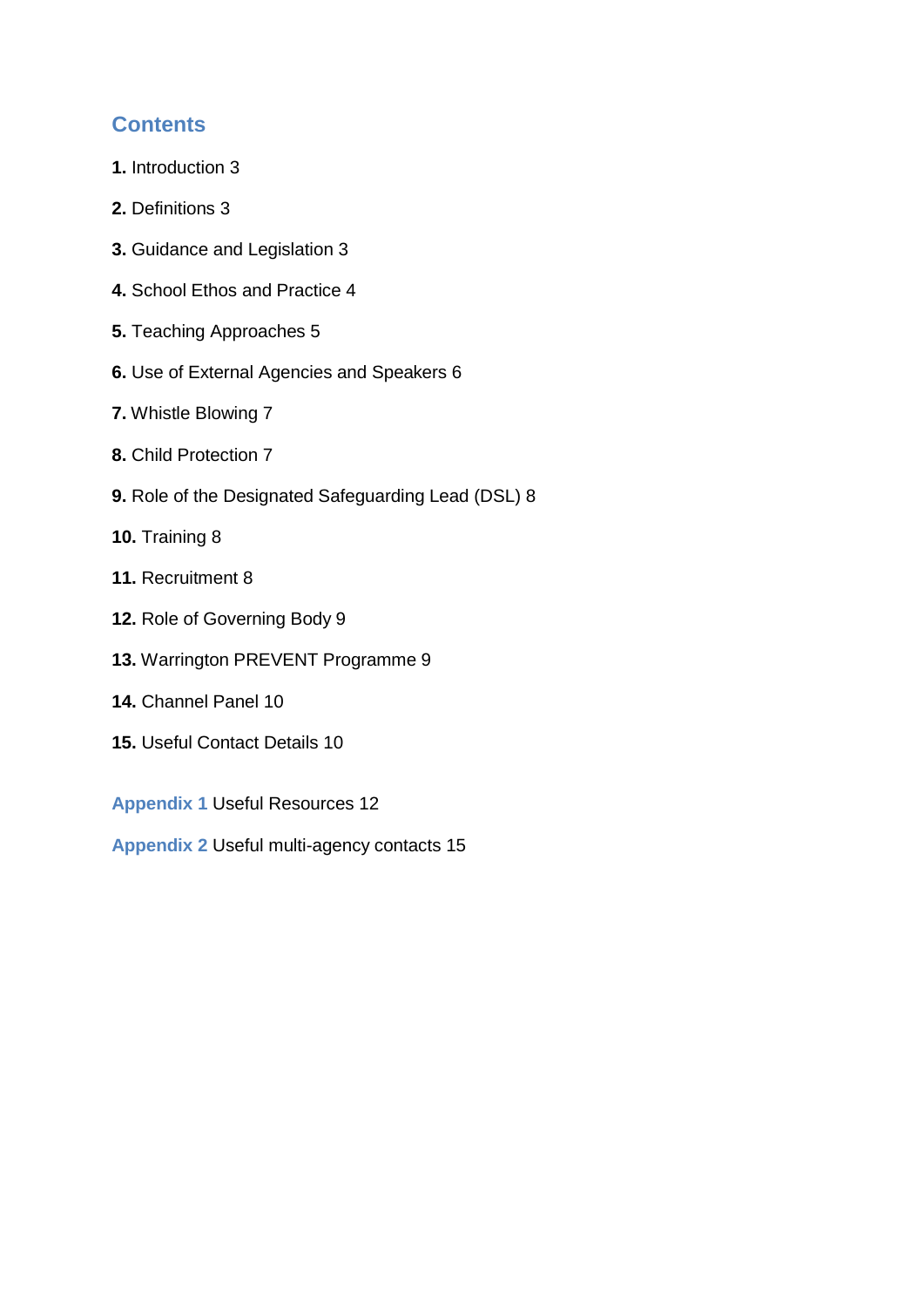## Contents

**1.** Introduction 3

**2.** Definitions 3

**3.** Guidance and Legislation 3

**4.** School Ethos and Practice 4

**5.** Teaching Approaches 5

**6.** Use of External Agencies and Speakers 6

**7.** Whistle Blowing 7

**8.** Child Protection 7

**9.** Role of the Designated Safeguarding Lead (DSL) 8

**10.** Training 8

**11.** Recruitment 8

**12.** Role of Governing Body 9

**13.** Warrington PREVENT Programme 9

**14.** Channel Panel 10

**15.** Useful Contact Details 10

**Appendix 1** Useful Resources 12

**Appendix 2** Useful multi-agency contacts 15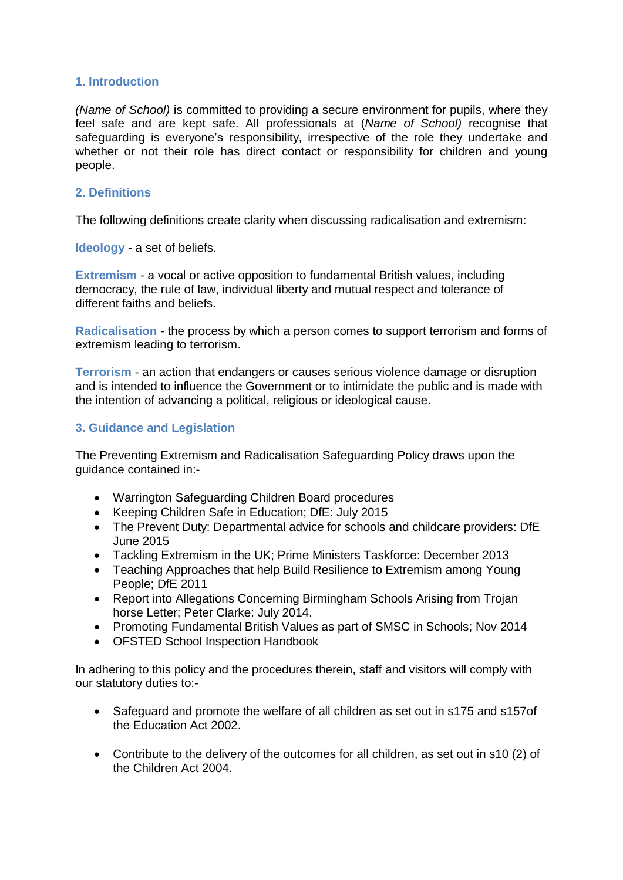## 1. Introduction

*(Name of School)* is committed to providing a secure environment for pupils, where they feel safe and are kept safe. All professionals at (*Name of School)* recognise that safeguarding is everyone's responsibility, irrespective of the role they undertake and whether or not their role has direct contact or responsibility for children and young people.

## 2. Definitions

The following definitions create clarity when discussing radicalisation and extremism:

**Ideology** - a set of beliefs.

**Extremism** - a vocal or active opposition to fundamental British values, including democracy, the rule of law, individual liberty and mutual respect and tolerance of different faiths and beliefs.

**Radicalisation** - the process by which a person comes to support terrorism and forms of extremism leading to terrorism.

**Terrorism** - an action that endangers or causes serious violence damage or disruption and is intended to influence the Government or to intimidate the public and is made with the intention of advancing a political, religious or ideological cause.

## 3. Guidance and Legislation

The Preventing Extremism and Radicalisation Safeguarding Policy draws upon the guidance contained in:-

- Warrington Safeguarding Children Board procedures
- Keeping Children Safe in Education; DfE: July 2015
- The Prevent Duty: Departmental advice for schools and childcare providers: DfE June 2015
- Tackling Extremism in the UK; Prime Ministers Taskforce: December 2013
- Teaching Approaches that help Build Resilience to Extremism among Young People; DfE 2011
- Report into Allegations Concerning Birmingham Schools Arising from Trojan horse Letter; Peter Clarke: July 2014.
- Promoting Fundamental British Values as part of SMSC in Schools; Nov 2014
- OFSTED School Inspection Handbook

In adhering to this policy and the procedures therein, staff and visitors will comply with our statutory duties to:-

- Safeguard and promote the welfare of all children as set out in s175 and s157of the Education Act 2002.

- Contribute to the delivery of the outcomes for all children, as set out in s10 (2) of the Children Act 2004.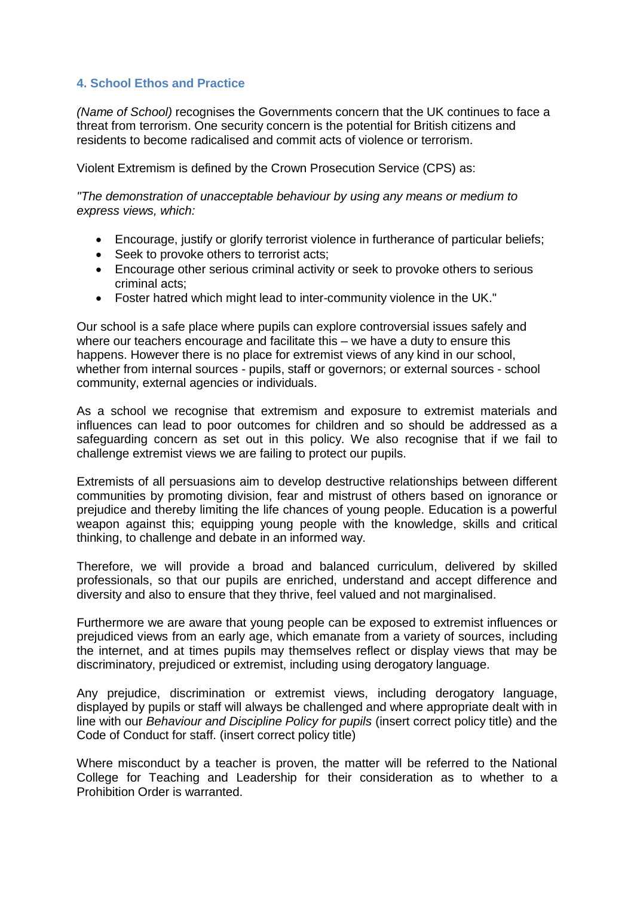## 4. School Ethos and Practice

*(Name of School)* recognises the Governments concern that the UK continues to face a threat from terrorism. One security concern is the potential for British citizens and residents to become radicalised and commit acts of violence or terrorism.

Violent Extremism is defined by the Crown Prosecution Service (CPS) as:

*"The demonstration of unacceptable behaviour by using any means or medium to express views, which:*

- Encourage, justify or glorify terrorist violence in furtherance of particular beliefs;
- Seek to provoke others to terrorist acts;
- Encourage other serious criminal activity or seek to provoke others to serious criminal acts;
- Foster hatred which might lead to inter-community violence in the UK."

Our school is a safe place where pupils can explore controversial issues safely and where our teachers encourage and facilitate this – we have a duty to ensure this happens. However there is no place for extremist views of any kind in our school, whether from internal sources - pupils, staff or governors; or external sources - school community, external agencies or individuals.

As a school we recognise that extremism and exposure to extremist materials and influences can lead to poor outcomes for children and so should be addressed as a safeguarding concern as set out in this policy. We also recognise that if we fail to challenge extremist views we are failing to protect our pupils.

Extremists of all persuasions aim to develop destructive relationships between different communities by promoting division, fear and mistrust of others based on ignorance or prejudice and thereby limiting the life chances of young people. Education is a powerful weapon against this; equipping young people with the knowledge, skills and critical thinking, to challenge and debate in an informed way.

Therefore, we will provide a broad and balanced curriculum, delivered by skilled professionals, so that our pupils are enriched, understand and accept difference and diversity and also to ensure that they thrive, feel valued and not marginalised.

Furthermore we are aware that young people can be exposed to extremist influences or prejudiced views from an early age, which emanate from a variety of sources, including the internet, and at times pupils may themselves reflect or display views that may be discriminatory, prejudiced or extremist, including using derogatory language.

Any prejudice, discrimination or extremist views, including derogatory language, displayed by pupils or staff will always be challenged and where appropriate dealt with in line with our *Behaviour and Discipline Policy for pupils* (insert correct policy title) and the Code of Conduct for staff. (insert correct policy title)

Where misconduct by a teacher is proven, the matter will be referred to the National College for Teaching and Leadership for their consideration as to whether to a Prohibition Order is warranted.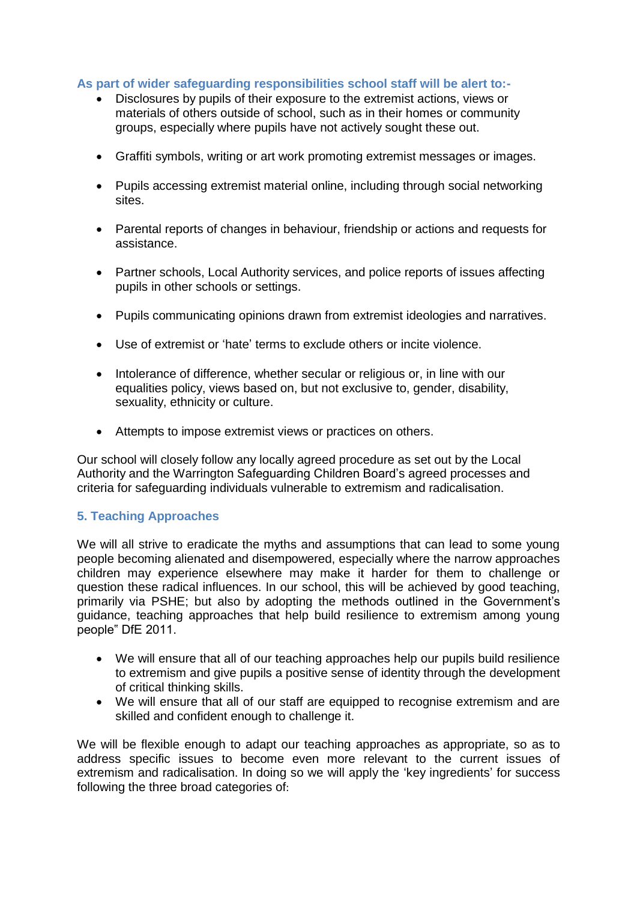**As part of wider safeguarding responsibilities school staff will be alert to:-**

- Disclosures by pupils of their exposure to the extremist actions, views or materials of others outside of school, such as in their homes or community groups, especially where pupils have not actively sought these out.
- Graffiti symbols, writing or art work promoting extremist messages or images.
- Pupils accessing extremist material online, including through social networking sites.
- Parental reports of changes in behaviour, friendship or actions and requests for assistance.
- Partner schools, Local Authority services, and police reports of issues affecting pupils in other schools or settings.
- Pupils communicating opinions drawn from extremist ideologies and narratives.
- Use of extremist or 'hate' terms to exclude others or incite violence.
- Intolerance of difference, whether secular or religious or, in line with our equalities policy, views based on, but not exclusive to, gender, disability, sexuality, ethnicity or culture.
- Attempts to impose extremist views or practices on others.

Our school will closely follow any locally agreed procedure as set out by the Local Authority and the Warrington Safeguarding Children Board's agreed processes and criteria for safeguarding individuals vulnerable to extremism and radicalisation.

## 5. Teaching Approaches

We will all strive to eradicate the myths and assumptions that can lead to some young people becoming alienated and disempowered, especially where the narrow approaches children may experience elsewhere may make it harder for them to challenge or question these radical influences. In our school, this will be achieved by good teaching, primarily via PSHE; but also by adopting the methods outlined in the Government's guidance, teaching approaches that help build resilience to extremism among young people" DfE 2011.

- We will ensure that all of our teaching approaches help our pupils build resilience to extremism and give pupils a positive sense of identity through the development of critical thinking skills.
- We will ensure that all of our staff are equipped to recognise extremism and are skilled and confident enough to challenge it.

We will be flexible enough to adapt our teaching approaches as appropriate, so as to address specific issues to become even more relevant to the current issues of extremism and radicalisation. In doing so we will apply the 'key ingredients' for success following the three broad categories of: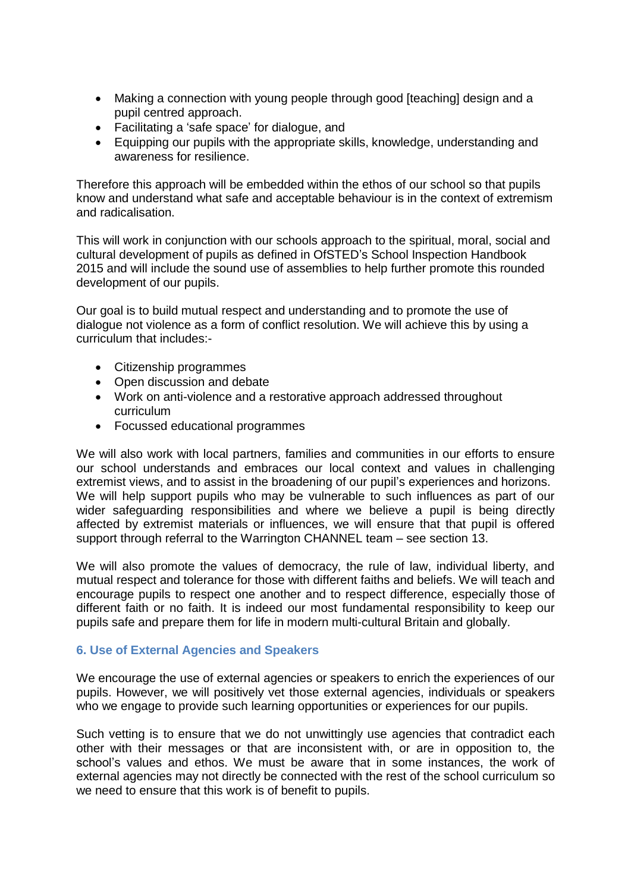- Making a connection with young people through good [teaching] design and a pupil centred approach.
- Facilitating a 'safe space' for dialogue, and
- Equipping our pupils with the appropriate skills, knowledge, understanding and awareness for resilience.

Therefore this approach will be embedded within the ethos of our school so that pupils know and understand what safe and acceptable behaviour is in the context of extremism and radicalisation.

This will work in conjunction with our schools approach to the spiritual, moral, social and cultural development of pupils as defined in OfSTED's School Inspection Handbook 2015 and will include the sound use of assemblies to help further promote this rounded development of our pupils.

Our goal is to build mutual respect and understanding and to promote the use of dialogue not violence as a form of conflict resolution. We will achieve this by using a curriculum that includes:-

- Citizenship programmes
- Open discussion and debate
- Work on anti-violence and a restorative approach addressed throughout curriculum
- Focussed educational programmes

We will also work with local partners, families and communities in our efforts to ensure our school understands and embraces our local context and values in challenging extremist views, and to assist in the broadening of our pupil's experiences and horizons. We will help support pupils who may be vulnerable to such influences as part of our wider safeguarding responsibilities and where we believe a pupil is being directly affected by extremist materials or influences, we will ensure that that pupil is offered support through referral to the Warrington CHANNEL team – see section 13.

We will also promote the values of democracy, the rule of law, individual liberty, and mutual respect and tolerance for those with different faiths and beliefs. We will teach and encourage pupils to respect one another and to respect difference, especially those of different faith or no faith. It is indeed our most fundamental responsibility to keep our pupils safe and prepare them for life in modern multi-cultural Britain and globally.

### 6. Use of External Agencies and Speakers

We encourage the use of external agencies or speakers to enrich the experiences of our pupils. However, we will positively vet those external agencies, individuals or speakers who we engage to provide such learning opportunities or experiences for our pupils.

Such vetting is to ensure that we do not unwittingly use agencies that contradict each other with their messages or that are inconsistent with, or are in opposition to, the school's values and ethos. We must be aware that in some instances, the work of external agencies may not directly be connected with the rest of the school curriculum so we need to ensure that this work is of benefit to pupils.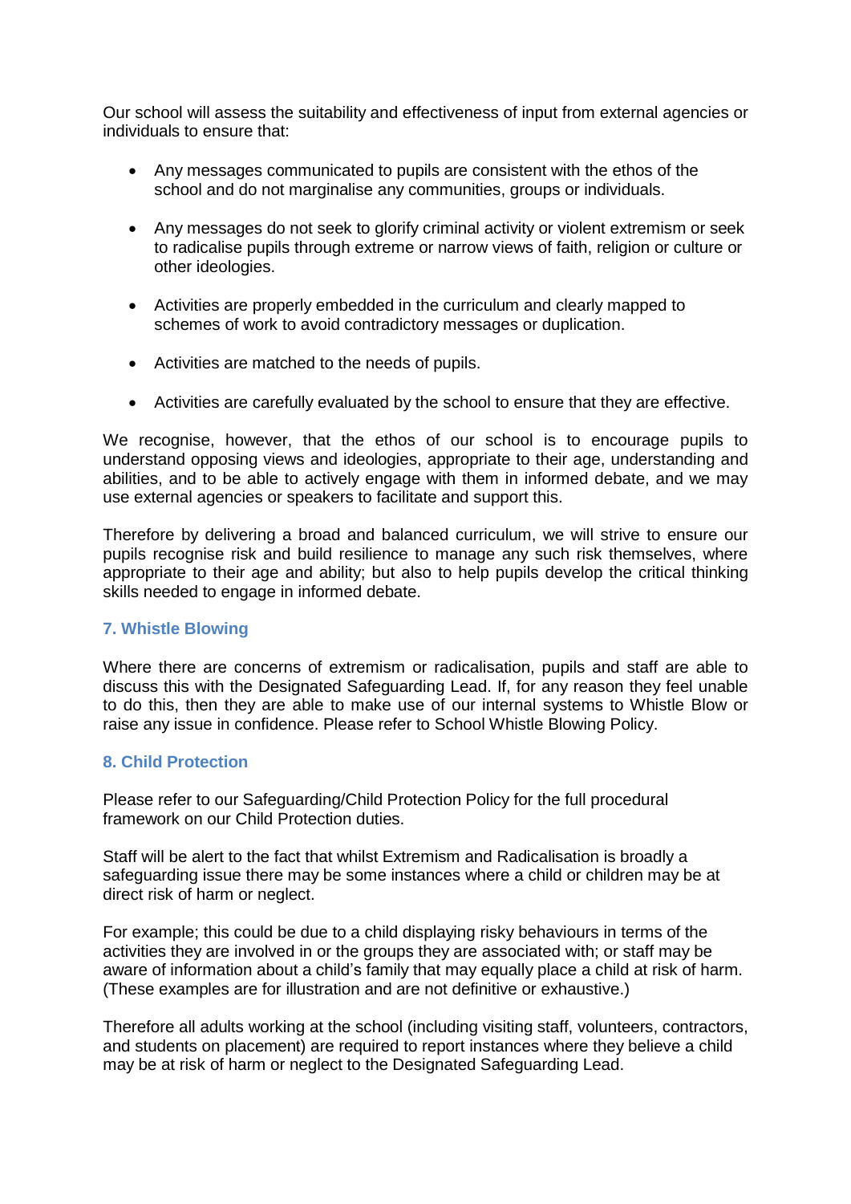Our school will assess the suitability and effectiveness of input from external agencies or individuals to ensure that:

- Any messages communicated to pupils are consistent with the ethos of the school and do not marginalise any communities, groups or individuals.
- Any messages do not seek to glorify criminal activity or violent extremism or seek to radicalise pupils through extreme or narrow views of faith, religion or culture or other ideologies.
- Activities are properly embedded in the curriculum and clearly mapped to schemes of work to avoid contradictory messages or duplication.
- Activities are matched to the needs of pupils.
- Activities are carefully evaluated by the school to ensure that they are effective.

We recognise, however, that the ethos of our school is to encourage pupils to understand opposing views and ideologies, appropriate to their age, understanding and abilities, and to be able to actively engage with them in informed debate, and we may use external agencies or speakers to facilitate and support this.

Therefore by delivering a broad and balanced curriculum, we will strive to ensure our pupils recognise risk and build resilience to manage any such risk themselves, where appropriate to their age and ability; but also to help pupils develop the critical thinking skills needed to engage in informed debate.

### 7. Whistle Blowing

Where there are concerns of extremism or radicalisation, pupils and staff are able to discuss this with the Designated Safeguarding Lead. If, for any reason they feel unable to do this, then they are able to make use of our internal systems to Whistle Blow or raise any issue in confidence. Please refer to School Whistle Blowing Policy.

### 8. Child Protection

Please refer to our Safeguarding/Child Protection Policy for the full procedural framework on our Child Protection duties.

Staff will be alert to the fact that whilst Extremism and Radicalisation is broadly a safeguarding issue there may be some instances where a child or children may be at direct risk of harm or neglect.

For example; this could be due to a child displaying risky behaviours in terms of the activities they are involved in or the groups they are associated with; or staff may be aware of information about a child's family that may equally place a child at risk of harm. (These examples are for illustration and are not definitive or exhaustive.)

Therefore all adults working at the school (including visiting staff, volunteers, contractors, and students on placement) are required to report instances where they believe a child may be at risk of harm or neglect to the Designated Safeguarding Lead.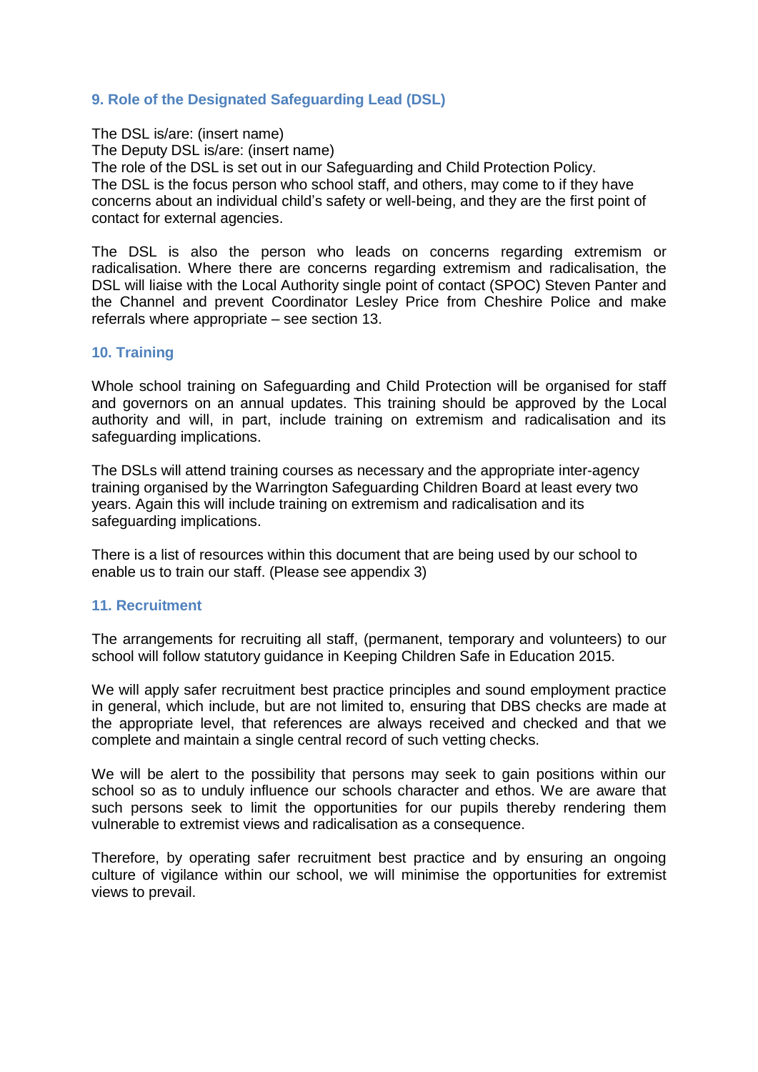### 9. Role of the Designated Safeguarding Lead (DSL)

The DSL is/are: (insert name)
The Deputy DSL is/are: (insert name)
The role of the DSL is set out in our Safeguarding and Child Protection Policy.
The DSL is the focus person who school staff, and others, may come to if they have concerns about an individual child's safety or well-being, and they are the first point of contact for external agencies.

The DSL is also the person who leads on concerns regarding extremism or radicalisation. Where there are concerns regarding extremism and radicalisation, the DSL will liaise with the Local Authority single point of contact (SPOC) Steven Panter and the Channel and prevent Coordinator Lesley Price from Cheshire Police and make referrals where appropriate – see section 13.

### 10. Training

Whole school training on Safeguarding and Child Protection will be organised for staff and governors on an annual updates. This training should be approved by the Local authority and will, in part, include training on extremism and radicalisation and its safeguarding implications.

The DSLs will attend training courses as necessary and the appropriate inter-agency training organised by the Warrington Safeguarding Children Board at least every two years. Again this will include training on extremism and radicalisation and its safeguarding implications.

There is a list of resources within this document that are being used by our school to enable us to train our staff. (Please see appendix 3)

### 11. Recruitment

The arrangements for recruiting all staff, (permanent, temporary and volunteers) to our school will follow statutory guidance in Keeping Children Safe in Education 2015.

We will apply safer recruitment best practice principles and sound employment practice in general, which include, but are not limited to, ensuring that DBS checks are made at the appropriate level, that references are always received and checked and that we complete and maintain a single central record of such vetting checks.

We will be alert to the possibility that persons may seek to gain positions within our school so as to unduly influence our schools character and ethos. We are aware that such persons seek to limit the opportunities for our pupils thereby rendering them vulnerable to extremist views and radicalisation as a consequence.

Therefore, by operating safer recruitment best practice and by ensuring an ongoing culture of vigilance within our school, we will minimise the opportunities for extremist views to prevail.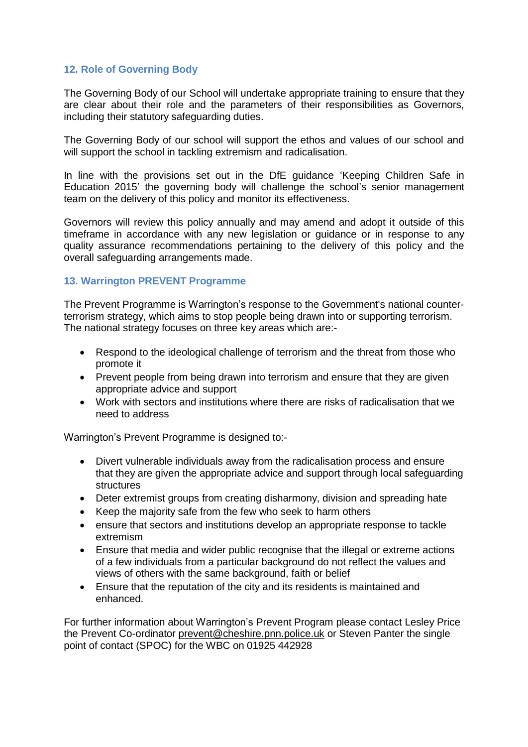## 12. Role of Governing Body

The Governing Body of our School will undertake appropriate training to ensure that they are clear about their role and the parameters of their responsibilities as Governors, including their statutory safeguarding duties.

The Governing Body of our school will support the ethos and values of our school and will support the school in tackling extremism and radicalisation.

In line with the provisions set out in the DfE guidance 'Keeping Children Safe in Education 2015' the governing body will challenge the school's senior management team on the delivery of this policy and monitor its effectiveness.

Governors will review this policy annually and may amend and adopt it outside of this timeframe in accordance with any new legislation or guidance or in response to any quality assurance recommendations pertaining to the delivery of this policy and the overall safeguarding arrangements made.

## 13. Warrington PREVENT Programme

The Prevent Programme is Warrington's response to the Government's national counter-terrorism strategy, which aims to stop people being drawn into or supporting terrorism. The national strategy focuses on three key areas which are:-

- Respond to the ideological challenge of terrorism and the threat from those who promote it
- Prevent people from being drawn into terrorism and ensure that they are given appropriate advice and support
- Work with sectors and institutions where there are risks of radicalisation that we need to address

Warrington's Prevent Programme is designed to:-

- Divert vulnerable individuals away from the radicalisation process and ensure that they are given the appropriate advice and support through local safeguarding structures
- Deter extremist groups from creating disharmony, division and spreading hate
- Keep the majority safe from the few who seek to harm others
- ensure that sectors and institutions develop an appropriate response to tackle extremism
- Ensure that media and wider public recognise that the illegal or extreme actions of a few individuals from a particular background do not reflect the values and views of others with the same background, faith or belief
- Ensure that the reputation of the city and its residents is maintained and enhanced.

For further information about Warrington's Prevent Program please contact Lesley Price the Prevent Co-ordinator prevent@cheshire.pnn.police.uk or Steven Panter the single point of contact (SPOC) for the WBC on 01925 442928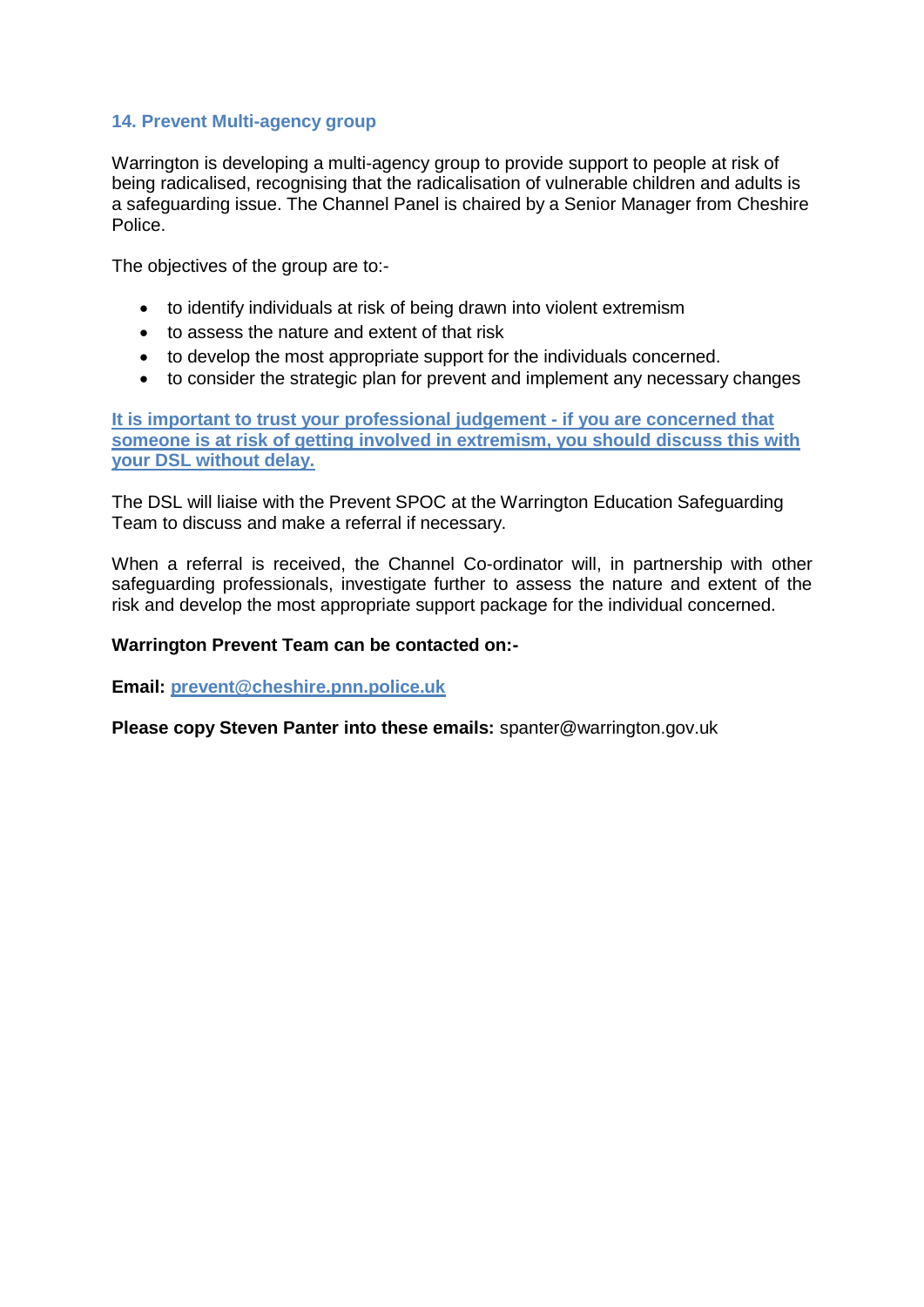## 14. Prevent Multi-agency group

Warrington is developing a multi-agency group to provide support to people at risk of being radicalised, recognising that the radicalisation of vulnerable children and adults is a safeguarding issue. The Channel Panel is chaired by a Senior Manager from Cheshire Police.

The objectives of the group are to:-

- to identify individuals at risk of being drawn into violent extremism
- to assess the nature and extent of that risk
- to develop the most appropriate support for the individuals concerned.
- to consider the strategic plan for prevent and implement any necessary changes

**It is important to trust your professional judgement - if you are concerned that someone is at risk of getting involved in extremism, you should discuss this with your DSL without delay.**

The DSL will liaise with the Prevent SPOC at the Warrington Education Safeguarding Team to discuss and make a referral if necessary.

When a referral is received, the Channel Co-ordinator will, in partnership with other safeguarding professionals, investigate further to assess the nature and extent of the risk and develop the most appropriate support package for the individual concerned.

**Warrington Prevent Team can be contacted on:-**

**Email: prevent@cheshire.pnn.police.uk**

**Please copy Steven Panter into these emails:** spanter@warrington.gov.uk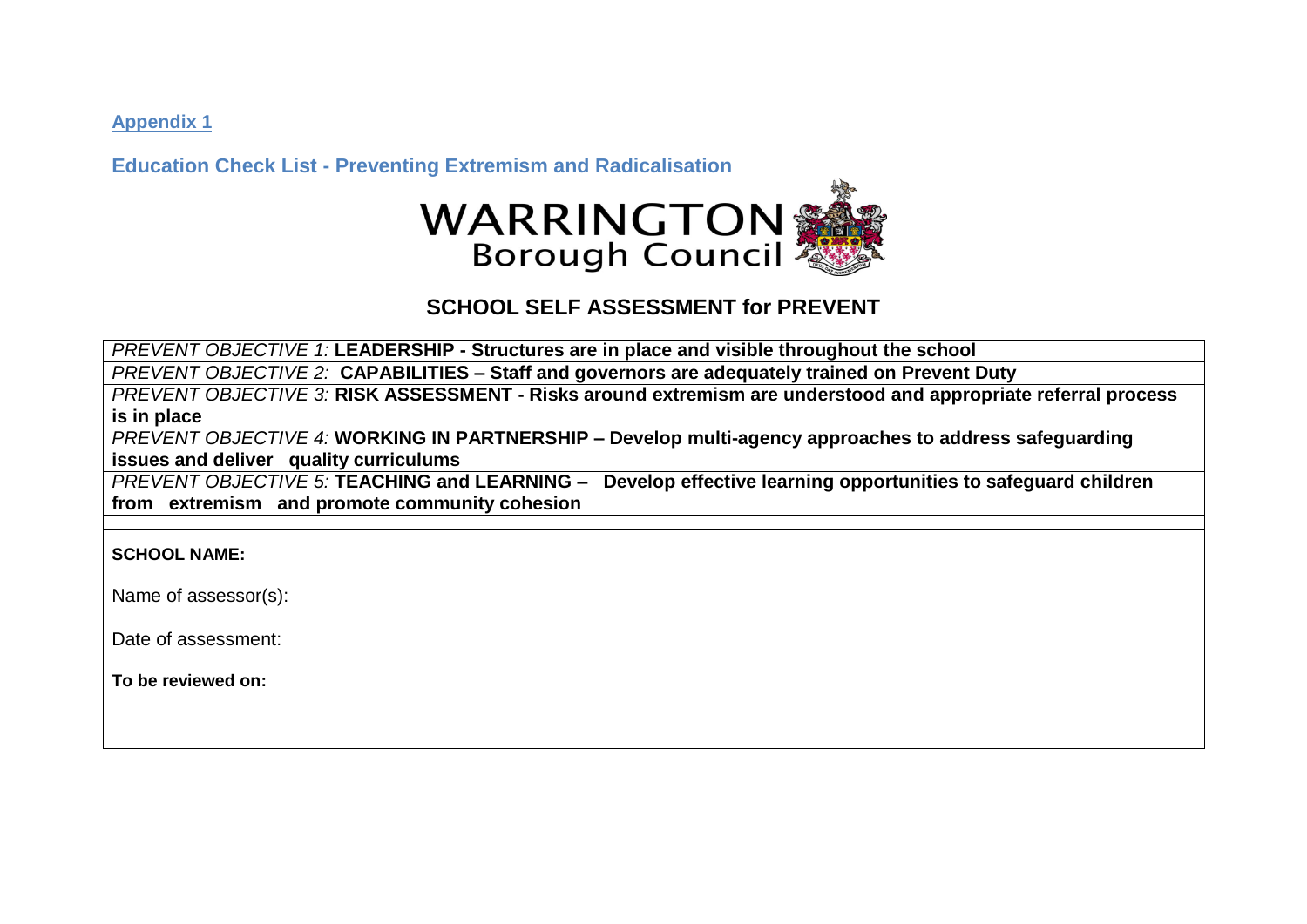**Appendix 1**

**Education Check List - Preventing Extremism and Radicalisation**

WARRINGTON
Borough Council

## SCHOOL SELF ASSESSMENT for PREVENT

| |
|---|
| *PREVENT OBJECTIVE 1:* **LEADERSHIP - Structures are in place and visible throughout the school** |
| *PREVENT OBJECTIVE 2:* **CAPABILITIES – Staff and governors are adequately trained on Prevent Duty** |
| *PREVENT OBJECTIVE 3:* **RISK ASSESSMENT - Risks around extremism are understood and appropriate referral process is in place** |
| *PREVENT OBJECTIVE 4:* **WORKING IN PARTNERSHIP – Develop multi-agency approaches to address safeguarding issues and deliver quality curriculums** |
| *PREVENT OBJECTIVE 5:* **TEACHING and LEARNING – Develop effective learning opportunities to safeguard children from extremism and promote community cohesion** |
| |
| **SCHOOL NAME:**<br><br>Name of assessor(s):<br><br>Date of assessment:<br><br>**To be reviewed on:** |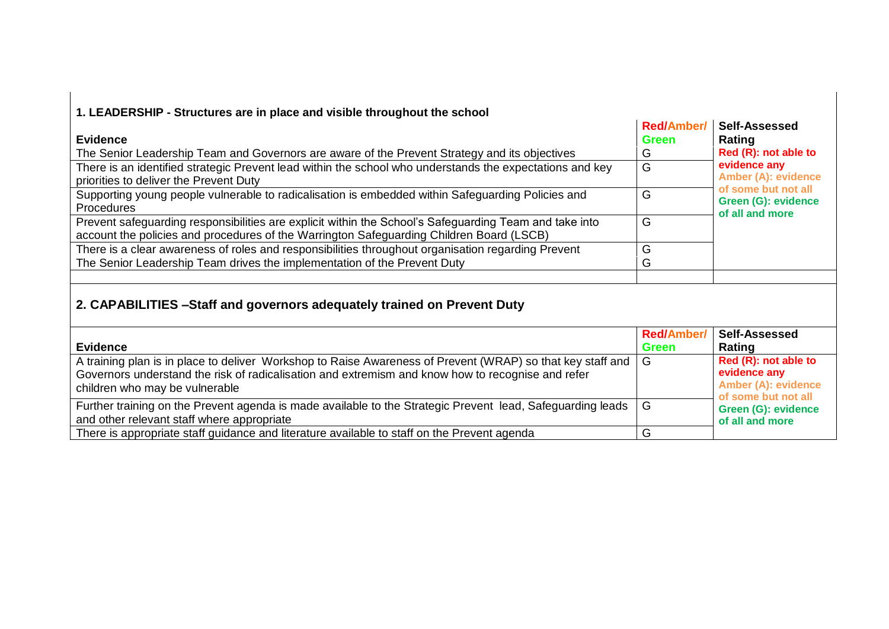## 1. LEADERSHIP - Structures are in place and visible throughout the school

| Evidence | Red/Amber/ Green | Self-Assessed Rating |
|---|---|---|
| The Senior Leadership Team and Governors are aware of the Prevent Strategy and its objectives | G | Red (R): not able to evidence any<br>Amber (A): evidence of some but not all<br>Green (G): evidence of all and more |
| There is an identified strategic Prevent lead within the school who understands the expectations and key priorities to deliver the Prevent Duty | G | |
| Supporting young people vulnerable to radicalisation is embedded within Safeguarding Policies and Procedures | G | |
| Prevent safeguarding responsibilities are explicit within the School's Safeguarding Team and take into account the policies and procedures of the Warrington Safeguarding Children Board (LSCB) | G | |
| There is a clear awareness of roles and responsibilities throughout organisation regarding Prevent | G | |
| The Senior Leadership Team drives the implementation of the Prevent Duty | G | |
| | | |

## 2. CAPABILITIES –Staff and governors adequately trained on Prevent Duty

| Evidence | Red/Amber/ Green | Self-Assessed Rating |
|---|---|---|
| A training plan is in place to deliver Workshop to Raise Awareness of Prevent (WRAP) so that key staff and Governors understand the risk of radicalisation and extremism and know how to recognise and refer children who may be vulnerable | G | Red (R): not able to evidence any<br>Amber (A): evidence of some but not all<br>Green (G): evidence of all and more |
| Further training on the Prevent agenda is made available to the Strategic Prevent lead, Safeguarding leads and other relevant staff where appropriate | G | |
| There is appropriate staff guidance and literature available to staff on the Prevent agenda | G | |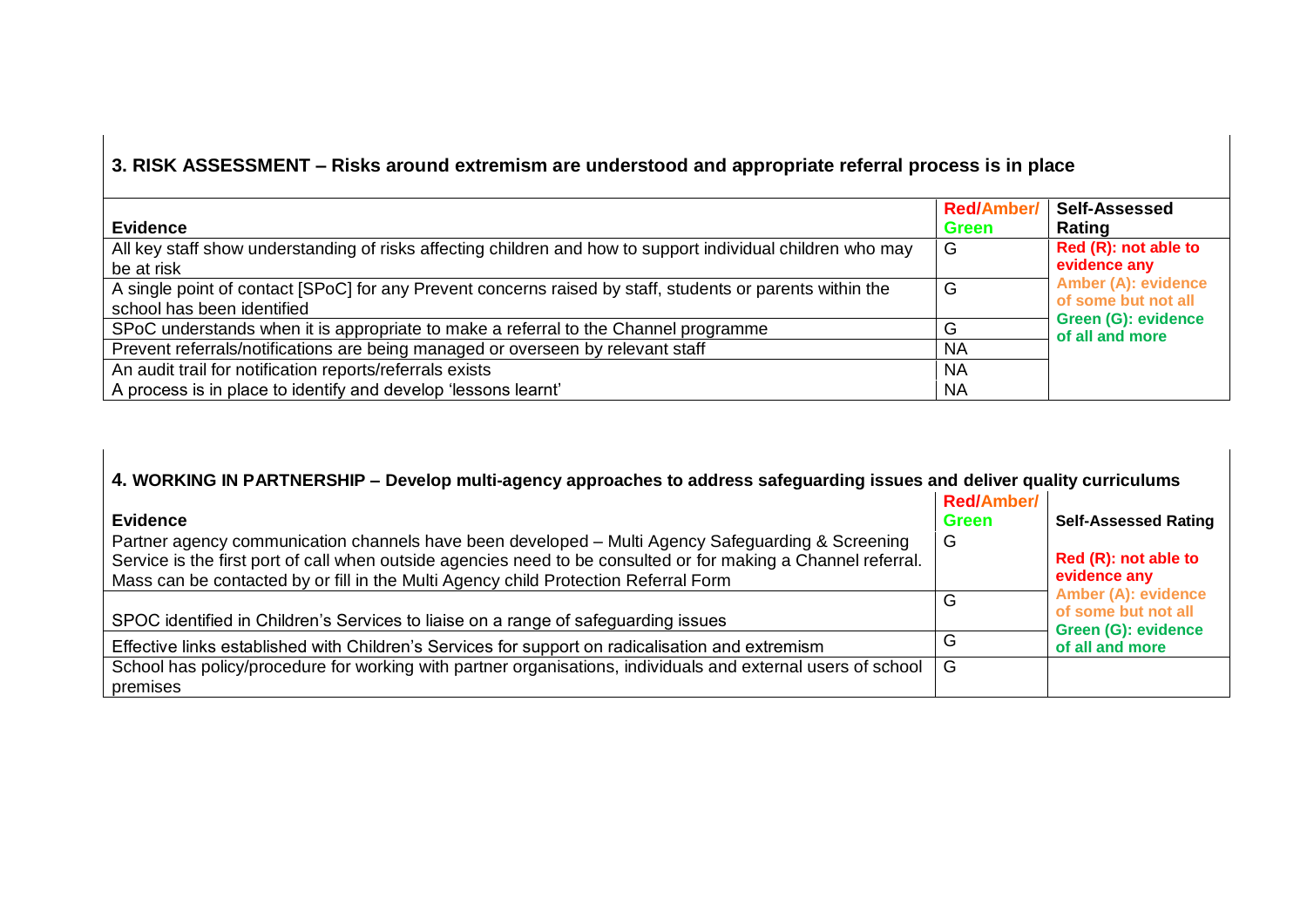## 3. RISK ASSESSMENT – Risks around extremism are understood and appropriate referral process is in place

| Evidence | Red/Amber/ Green | Self-Assessed Rating |
|---|---|---|
| All key staff show understanding of risks affecting children and how to support individual children who may be at risk | G | **Red (R): not able to evidence any** **Amber (A): evidence of some but not all** **Green (G): evidence of all and more** |
| A single point of contact [SPoC] for any Prevent concerns raised by staff, students or parents within the school has been identified | G | |
| SPoC understands when it is appropriate to make a referral to the Channel programme | G | |
| Prevent referrals/notifications are being managed or overseen by relevant staff | NA | |
| An audit trail for notification reports/referrals exists | NA | |
| A process is in place to identify and develop 'lessons learnt' | NA | |

## 4. WORKING IN PARTNERSHIP – Develop multi-agency approaches to address safeguarding issues and deliver quality curriculums

| Evidence | Red/Amber/ Green | Self-Assessed Rating |
|---|---|---|
| Partner agency communication channels have been developed – Multi Agency Safeguarding & Screening Service is the first port of call when outside agencies need to be consulted or for making a Channel referral. Mass can be contacted by or fill in the Multi Agency child Protection Referral Form | G | **Red (R): not able to evidence any** **Amber (A): evidence of some but not all** **Green (G): evidence of all and more** |
| SPOC identified in Children's Services to liaise on a range of safeguarding issues | G | |
| Effective links established with Children's Services for support on radicalisation and extremism | G | |
| School has policy/procedure for working with partner organisations, individuals and external users of school premises | G | |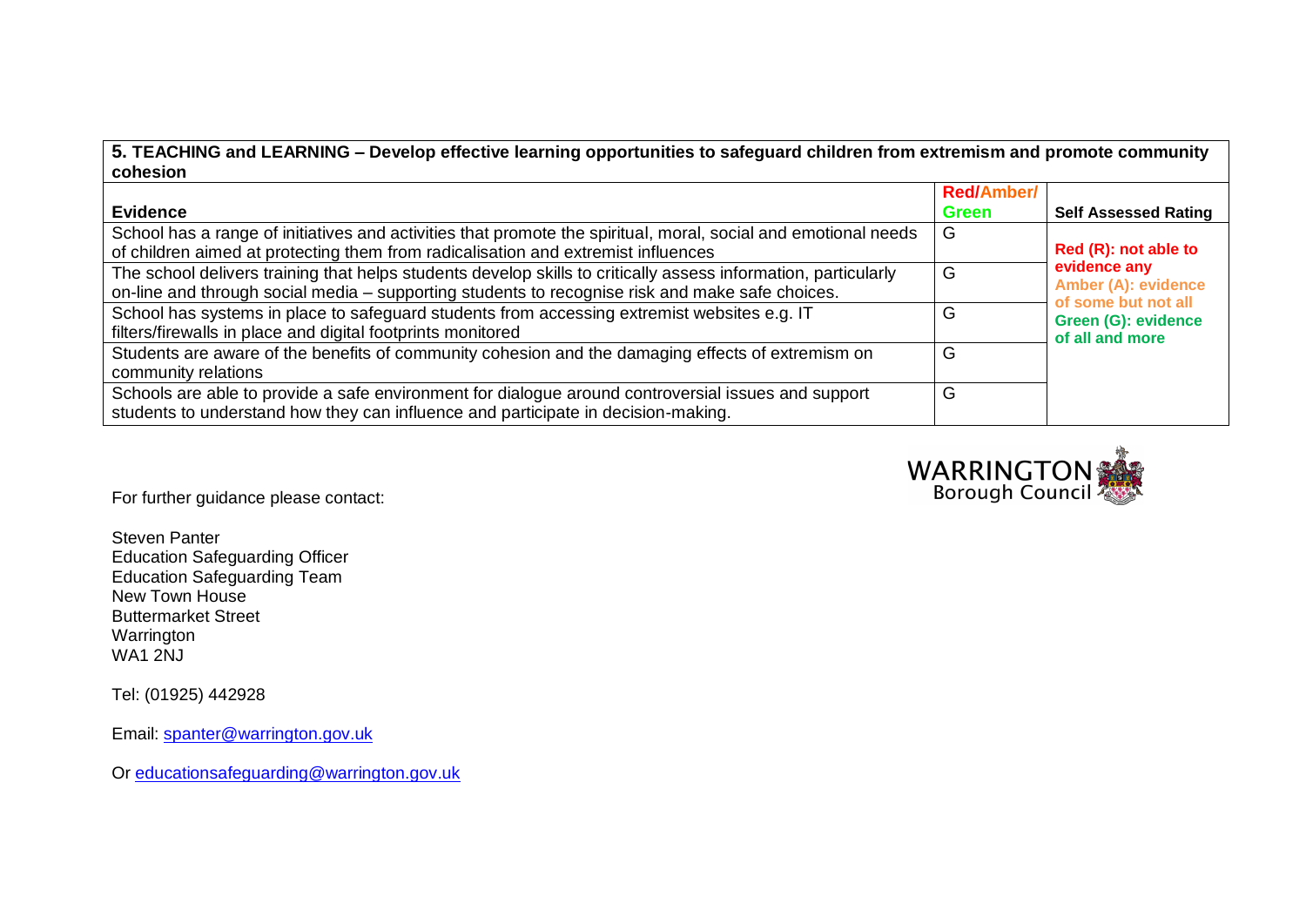| **5. TEACHING and LEARNING – Develop effective learning opportunities to safeguard children from extremism and promote community cohesion** | | |
|---|---|---|
| **Evidence** | **Red/Amber/ Green** | **Self Assessed Rating** |
| School has a range of initiatives and activities that promote the spiritual, moral, social and emotional needs of children aimed at protecting them from radicalisation and extremist influences | G | **Red (R): not able to evidence any** **Amber (A): evidence of some but not all** **Green (G): evidence of all and more** |
| The school delivers training that helps students develop skills to critically assess information, particularly on-line and through social media – supporting students to recognise risk and make safe choices. | G | |
| School has systems in place to safeguard students from accessing extremist websites e.g. IT filters/firewalls in place and digital footprints monitored | G | |
| Students are aware of the benefits of community cohesion and the damaging effects of extremism on community relations | G | |
| Schools are able to provide a safe environment for dialogue around controversial issues and support students to understand how they can influence and participate in decision-making. | G | |

WARRINGTON Borough Council

For further guidance please contact:

Steven Panter
Education Safeguarding Officer
Education Safeguarding Team
New Town House
Buttermarket Street
Warrington
WA1 2NJ

Tel: (01925) 442928

Email: spanter@warrington.gov.uk

Or educationsafeguarding@warrington.gov.uk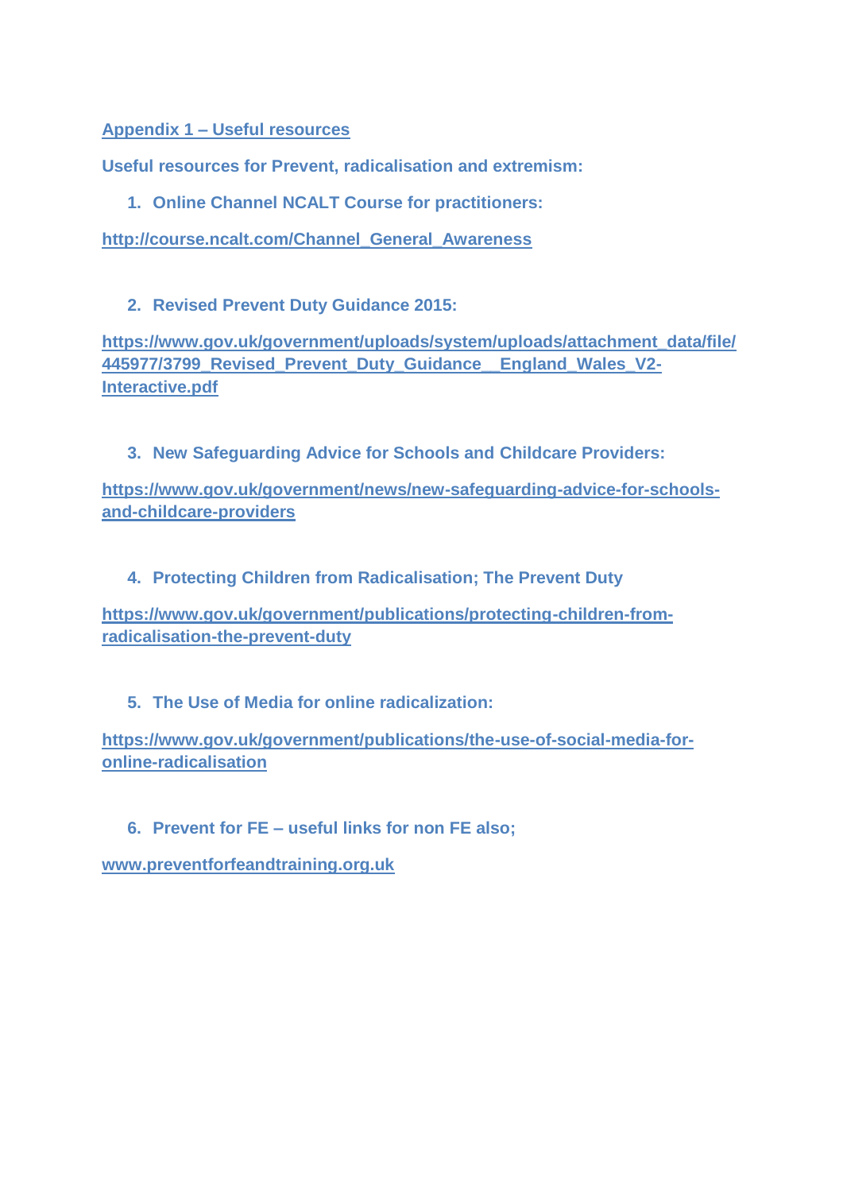## Appendix 1 – Useful resources

**Useful resources for Prevent, radicalisation and extremism:**

1. **Online Channel NCALT Course for practitioners:**

**http://course.ncalt.com/Channel_General_Awareness**

2. **Revised Prevent Duty Guidance 2015:**

**https://www.gov.uk/government/uploads/system/uploads/attachment_data/file/445977/3799_Revised_Prevent_Duty_Guidance__England_Wales_V2-Interactive.pdf**

3. **New Safeguarding Advice for Schools and Childcare Providers:**

**https://www.gov.uk/government/news/new-safeguarding-advice-for-schools-and-childcare-providers**

4. **Protecting Children from Radicalisation; The Prevent Duty**

**https://www.gov.uk/government/publications/protecting-children-from-radicalisation-the-prevent-duty**

5. **The Use of Media for online radicalization:**

**https://www.gov.uk/government/publications/the-use-of-social-media-for-online-radicalisation**

6. **Prevent for FE – useful links for non FE also;**

**www.preventforfeandtraining.org.uk**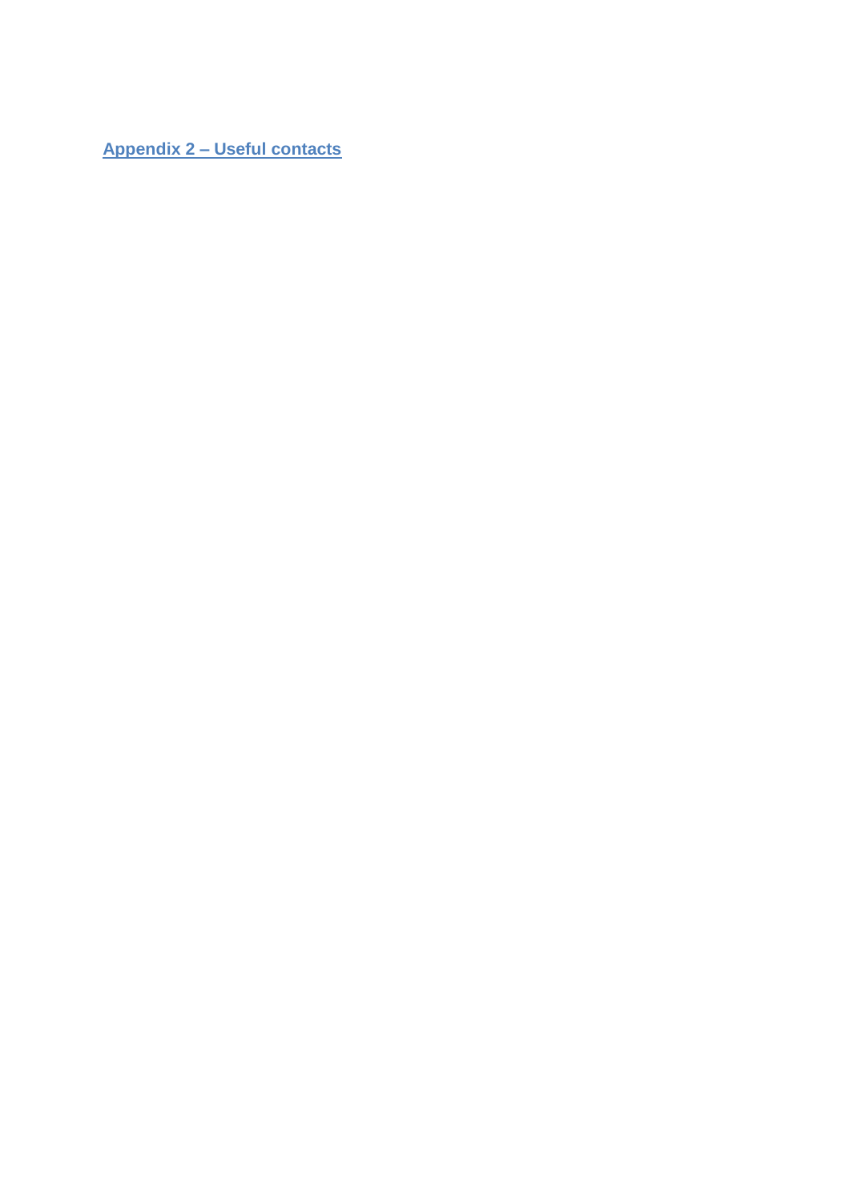## Appendix 2 – Useful contacts